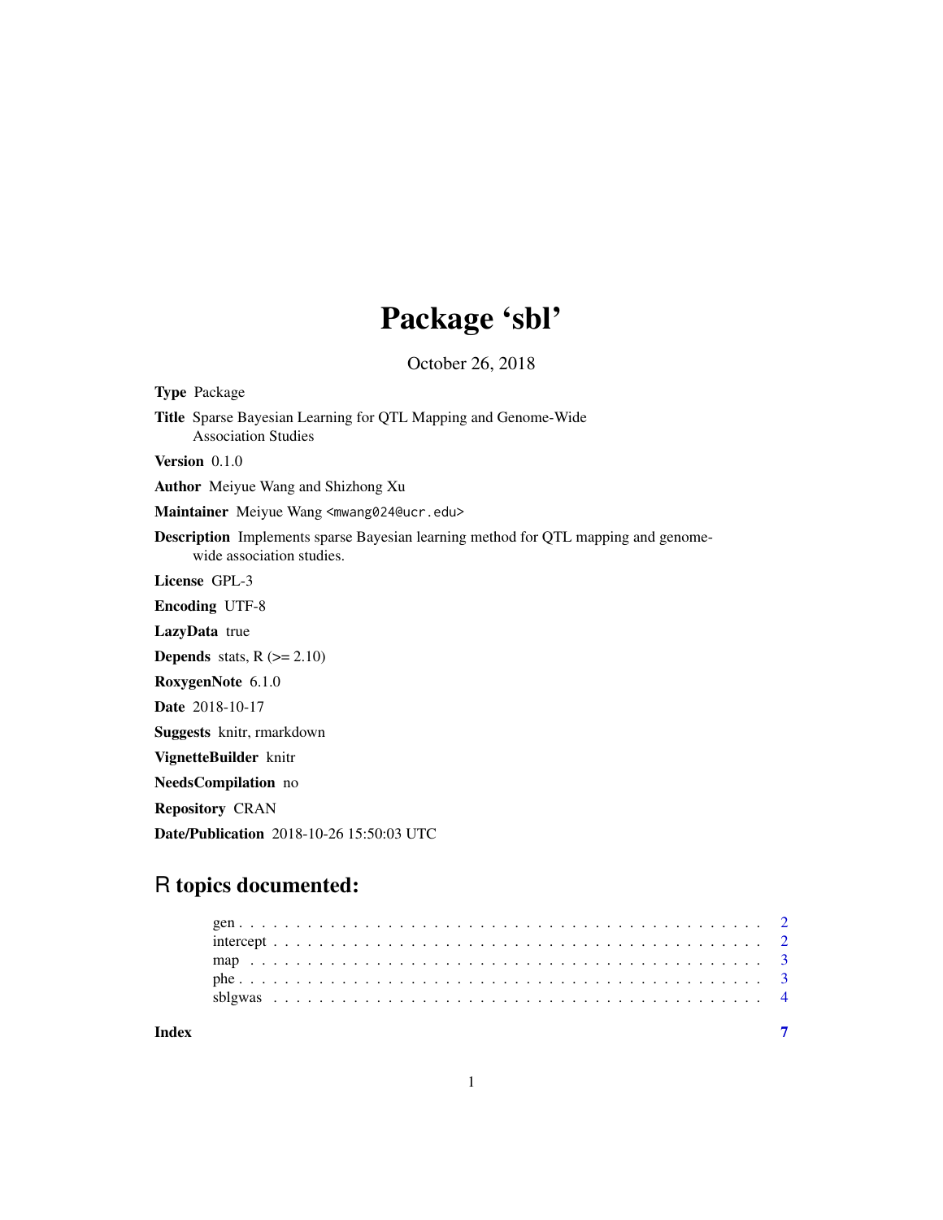# Package 'sbl'

October 26, 2018

**Type** Package

**Title** Sparse Bayesian Learning for QTL Mapping and Genome-Wide Association Studies

**Version** 0.1.0

**Author** Meiyue Wang and Shizhong Xu

**Maintainer** Meiyue Wang <mwang024@ucr.edu>

**Description** Implements sparse Bayesian learning method for QTL mapping and genome-wide association studies.

**License** GPL-3

**Encoding** UTF-8

**LazyData** true

**Depends** stats, R (>= 2.10)

**RoxygenNote** 6.1.0

**Date** 2018-10-17

**Suggests** knitr, rmarkdown

**VignetteBuilder** knitr

**NeedsCompilation** no

**Repository** CRAN

**Date/Publication** 2018-10-26 15:50:03 UTC

## R topics documented:

- gen . . . . . . . . . . . . . . . . . . . . . . . . . . . . . . . . . . . . . . . . . . . 2
- intercept . . . . . . . . . . . . . . . . . . . . . . . . . . . . . . . . . . . . . . . . 2
- map . . . . . . . . . . . . . . . . . . . . . . . . . . . . . . . . . . . . . . . . . . . 3
- phe . . . . . . . . . . . . . . . . . . . . . . . . . . . . . . . . . . . . . . . . . . . 3
- sblgwas . . . . . . . . . . . . . . . . . . . . . . . . . . . . . . . . . . . . . . . . 4

**Index** 7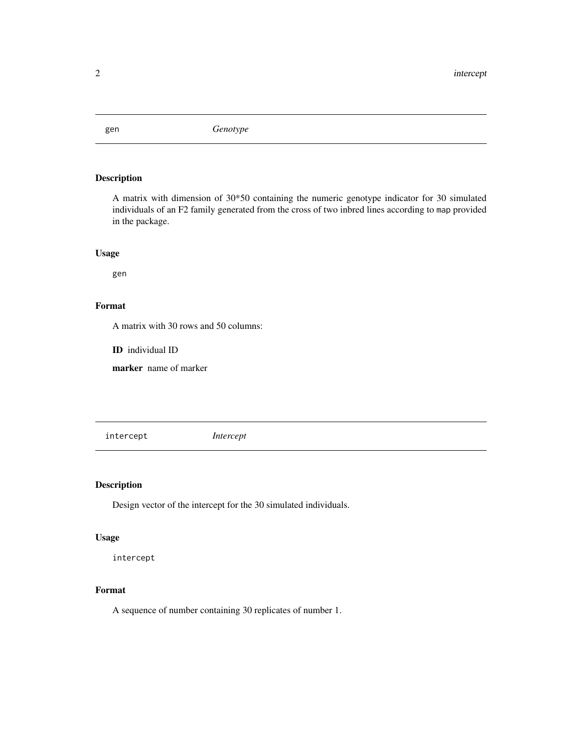## gen — *Genotype*

### Description

A matrix with dimension of 30*50 containing the numeric genotype indicator for 30 simulated individuals of an F2 family generated from the cross of two inbred lines according to `map` provided in the package.

### Usage

```
gen
```

### Format

A matrix with 30 rows and 50 columns:

**ID** individual ID

**marker** name of marker

## intercept — *Intercept*

### Description

Design vector of the intercept for the 30 simulated individuals.

### Usage

```
intercept
```

### Format

A sequence of number containing 30 replicates of number 1.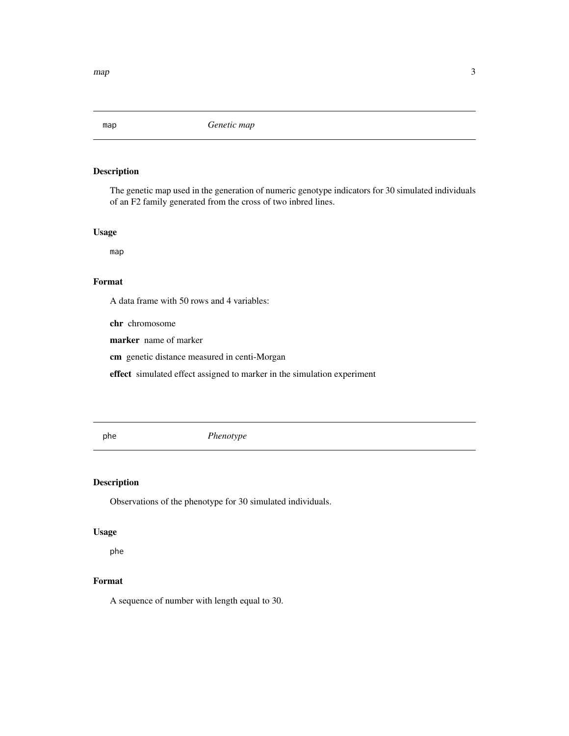## map — *Genetic map*

### Description

The genetic map used in the generation of numeric genotype indicators for 30 simulated individuals of an F2 family generated from the cross of two inbred lines.

### Usage

```
map
```

### Format

A data frame with 50 rows and 4 variables:

**chr** chromosome

**marker** name of marker

**cm** genetic distance measured in centi-Morgan

**effect** simulated effect assigned to marker in the simulation experiment

## phe — *Phenotype*

### Description

Observations of the phenotype for 30 simulated individuals.

### Usage

```
phe
```

### Format

A sequence of number with length equal to 30.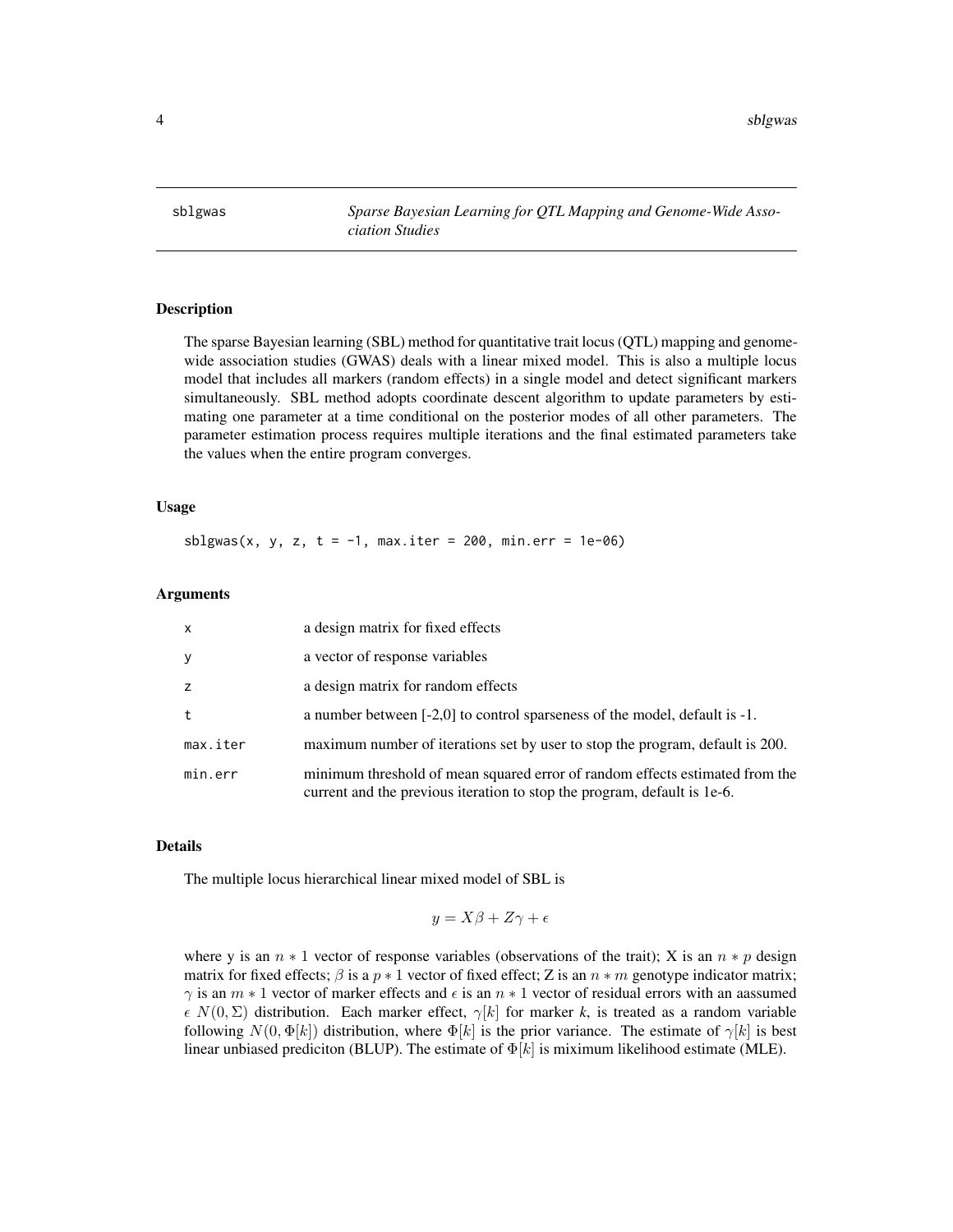sblgwas — *Sparse Bayesian Learning for QTL Mapping and Genome-Wide Association Studies*

## Description

The sparse Bayesian learning (SBL) method for quantitative trait locus (QTL) mapping and genome-wide association studies (GWAS) deals with a linear mixed model. This is also a multiple locus model that includes all markers (random effects) in a single model and detect significant markers simultaneously. SBL method adopts coordinate descent algorithm to update parameters by estimating one parameter at a time conditional on the posterior modes of all other parameters. The parameter estimation process requires multiple iterations and the final estimated parameters take the values when the entire program converges.

## Usage

```
sblgwas(x, y, z, t = -1, max.iter = 200, min.err = 1e-06)
```

## Arguments

| | |
|---|---|
| x | a design matrix for fixed effects |
| y | a vector of response variables |
| z | a design matrix for random effects |
| t | a number between [-2,0] to control sparseness of the model, default is -1. |
| max.iter | maximum number of iterations set by user to stop the program, default is 200. |
| min.err | minimum threshold of mean squared error of random effects estimated from the current and the previous iteration to stop the program, default is 1e-6. |

## Details

The multiple locus hierarchical linear mixed model of SBL is

$$y = X\beta + Z\gamma + \epsilon$$

where y is an $n * 1$ vector of response variables (observations of the trait); X is an $n * p$ design matrix for fixed effects; $\beta$ is a $p * 1$ vector of fixed effect; Z is an $n * m$ genotype indicator matrix; $\gamma$ is an $m * 1$ vector of marker effects and $\epsilon$ is an $n * 1$ vector of residual errors with an aassumed $\epsilon$ $N(0, \Sigma)$ distribution. Each marker effect, $\gamma[k]$ for marker *k*, is treated as a random variable following $N(0, \Phi[k])$ distribution, where $\Phi[k]$ is the prior variance. The estimate of $\gamma[k]$ is best linear unbiased prediciton (BLUP). The estimate of $\Phi[k]$ is miximum likelihood estimate (MLE).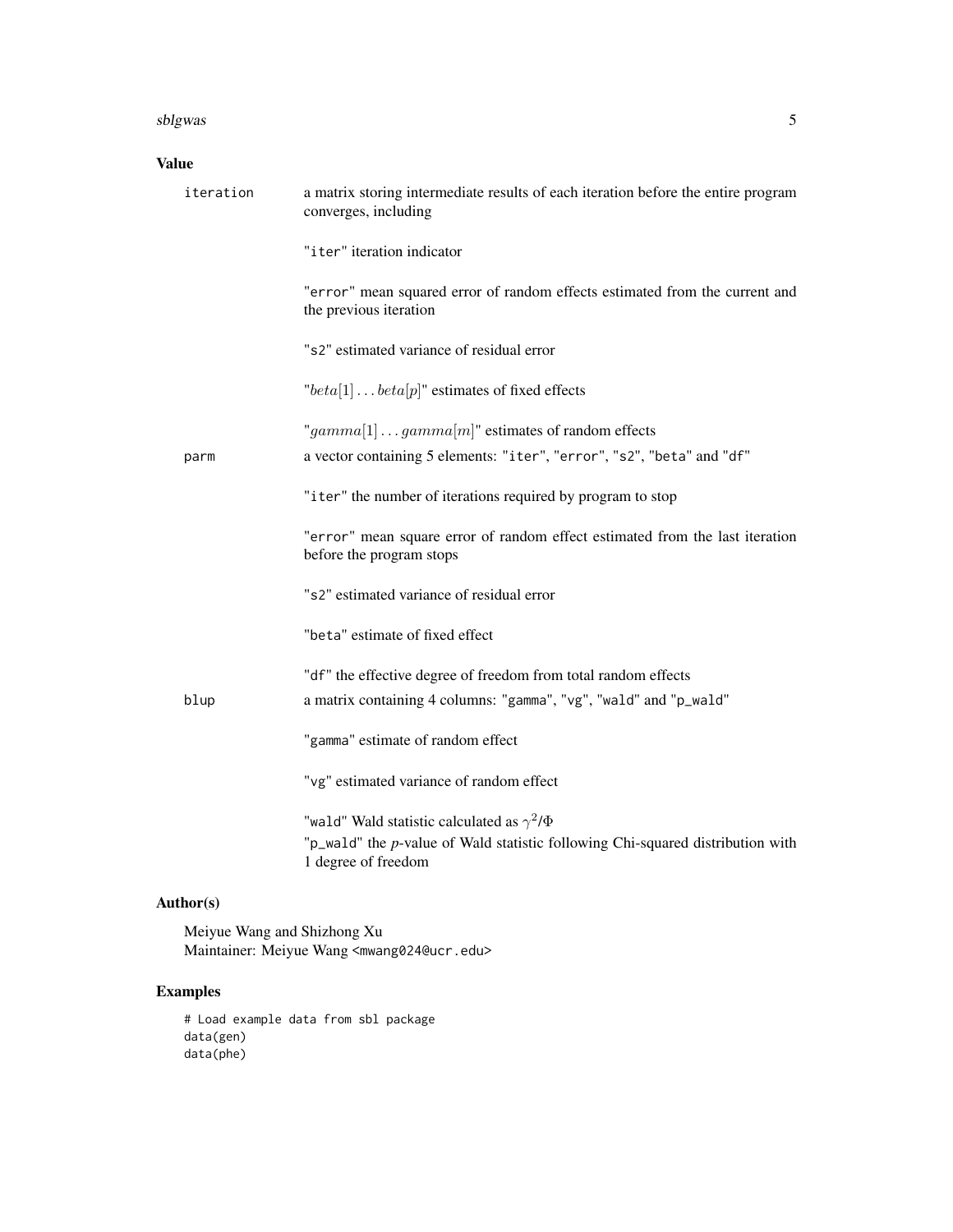## Value

**iteration**
: a matrix storing intermediate results of each iteration before the entire program converges, including

  "iter" iteration indicator

  "error" mean squared error of random effects estimated from the current and the previous iteration

  "s2" estimated variance of residual error

  "$beta[1] \ldots beta[p]$" estimates of fixed effects

  "$gamma[1] \ldots gamma[m]$" estimates of random effects

**parm**
: a vector containing 5 elements: "iter", "error", "s2", "beta" and "df"

  "iter" the number of iterations required by program to stop

  "error" mean square error of random effect estimated from the last iteration before the program stops

  "s2" estimated variance of residual error

  "beta" estimate of fixed effect

  "df" the effective degree of freedom from total random effects

**blup**
: a matrix containing 4 columns: "gamma", "vg", "wald" and "p_wald"

  "gamma" estimate of random effect

  "vg" estimated variance of random effect

  "wald" Wald statistic calculated as $\gamma^2/\Phi$

  "p_wald" the *p*-value of Wald statistic following Chi-squared distribution with 1 degree of freedom

## Author(s)

Meiyue Wang and Shizhong Xu
Maintainer: Meiyue Wang <mwang024@ucr.edu>

## Examples

```
# Load example data from sbl package
data(gen)
data(phe)
```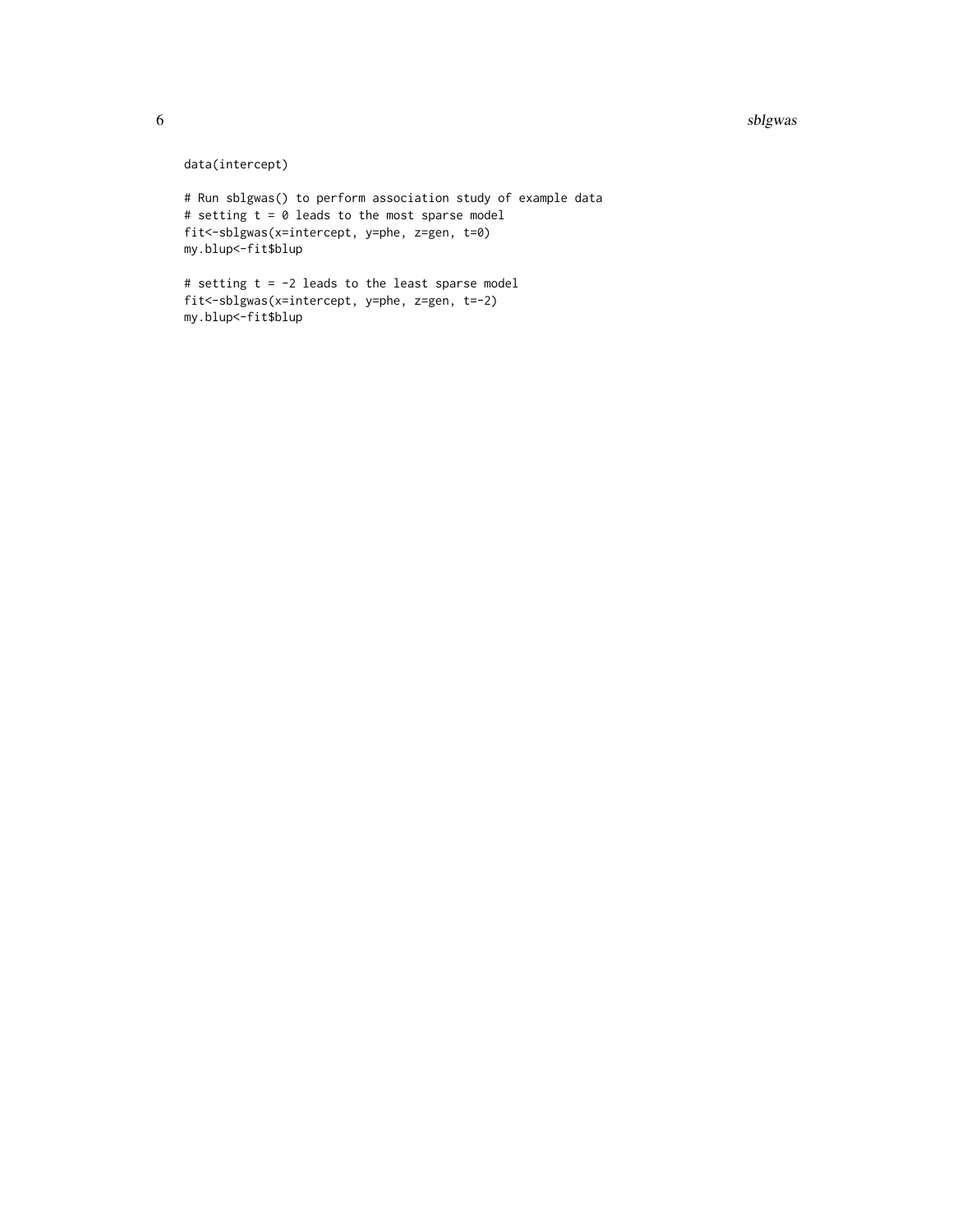```
data(intercept)

# Run sblgwas() to perform association study of example data
# setting t = 0 leads to the most sparse model
fit<-sblgwas(x=intercept, y=phe, z=gen, t=0)
my.blup<-fit$blup

# setting t = -2 leads to the least sparse model
fit<-sblgwas(x=intercept, y=phe, z=gen, t=-2)
my.blup<-fit$blup
```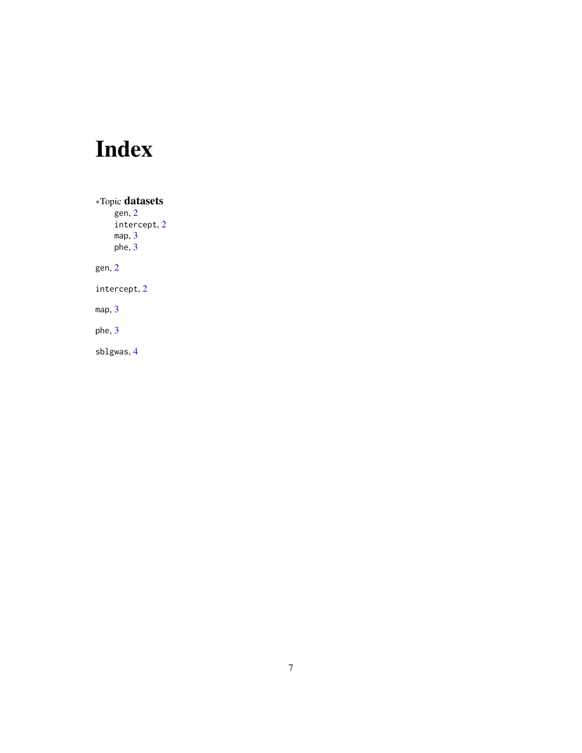# Index

*Topic **datasets**
    `gen`, 2
    `intercept`, 2
    `map`, 3
    `phe`, 3

`gen`, 2

`intercept`, 2

`map`, 3

`phe`, 3

`sblgwas`, 4